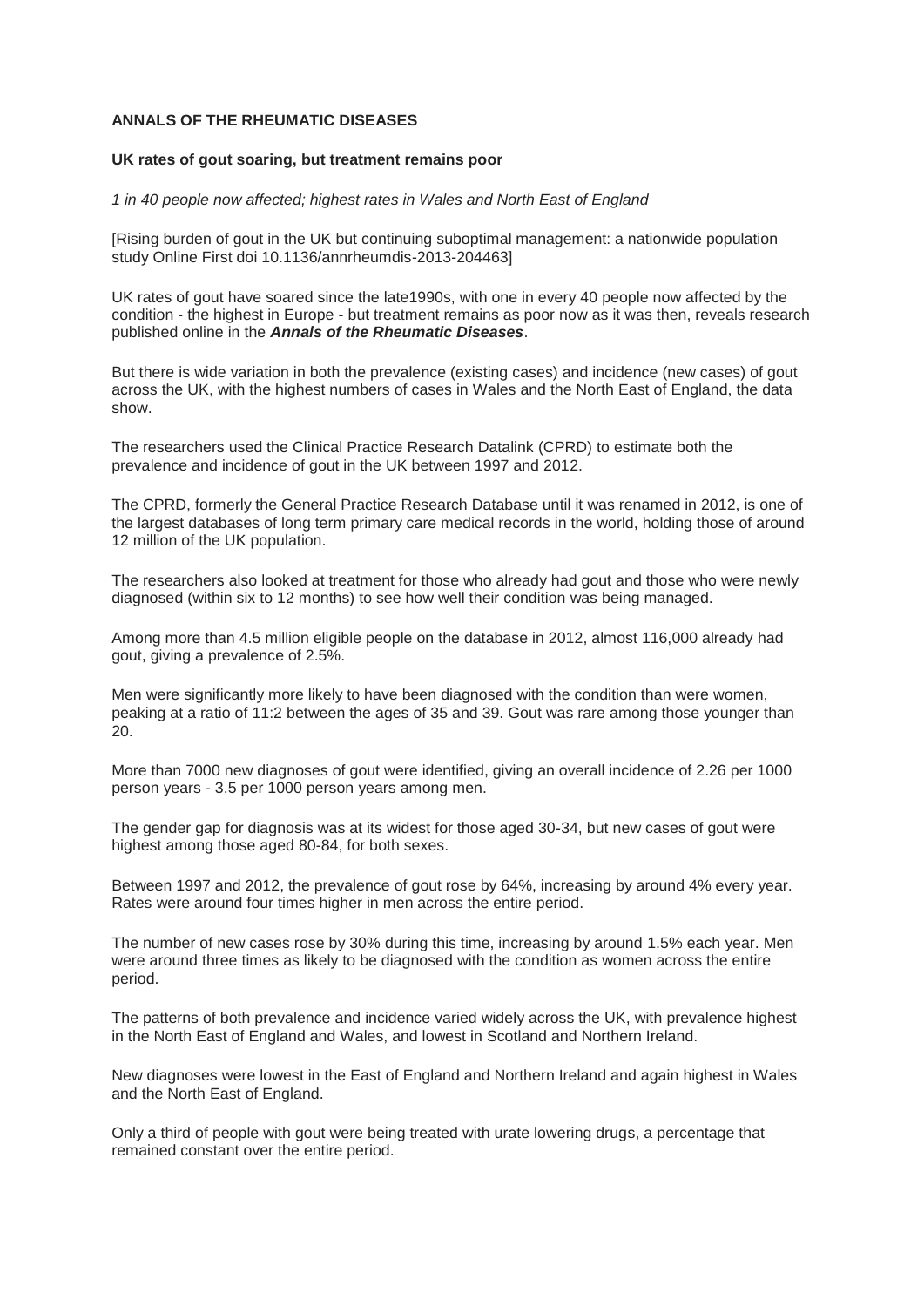**ANNALS OF THE RHEUMATIC DISEASES**

**UK rates of gout soaring, but treatment remains poor**

*1 in 40 people now affected; highest rates in Wales and North East of England*

[Rising burden of gout in the UK but continuing suboptimal management: a nationwide population study Online First doi 10.1136/annrheumdis-2013-204463]

UK rates of gout have soared since the late1990s, with one in every 40 people now affected by the condition - the highest in Europe - but treatment remains as poor now as it was then, reveals research published online in the ***Annals of the Rheumatic Diseases***.

But there is wide variation in both the prevalence (existing cases) and incidence (new cases) of gout across the UK, with the highest numbers of cases in Wales and the North East of England, the data show.

The researchers used the Clinical Practice Research Datalink (CPRD) to estimate both the prevalence and incidence of gout in the UK between 1997 and 2012.

The CPRD, formerly the General Practice Research Database until it was renamed in 2012, is one of the largest databases of long term primary care medical records in the world, holding those of around 12 million of the UK population.

The researchers also looked at treatment for those who already had gout and those who were newly diagnosed (within six to 12 months) to see how well their condition was being managed.

Among more than 4.5 million eligible people on the database in 2012, almost 116,000 already had gout, giving a prevalence of 2.5%.

Men were significantly more likely to have been diagnosed with the condition than were women, peaking at a ratio of 11:2 between the ages of 35 and 39. Gout was rare among those younger than 20.

More than 7000 new diagnoses of gout were identified, giving an overall incidence of 2.26 per 1000 person years - 3.5 per 1000 person years among men.

The gender gap for diagnosis was at its widest for those aged 30-34, but new cases of gout were highest among those aged 80-84, for both sexes.

Between 1997 and 2012, the prevalence of gout rose by 64%, increasing by around 4% every year. Rates were around four times higher in men across the entire period.

The number of new cases rose by 30% during this time, increasing by around 1.5% each year. Men were around three times as likely to be diagnosed with the condition as women across the entire period.

The patterns of both prevalence and incidence varied widely across the UK, with prevalence highest in the North East of England and Wales, and lowest in Scotland and Northern Ireland.

New diagnoses were lowest in the East of England and Northern Ireland and again highest in Wales and the North East of England.

Only a third of people with gout were being treated with urate lowering drugs, a percentage that remained constant over the entire period.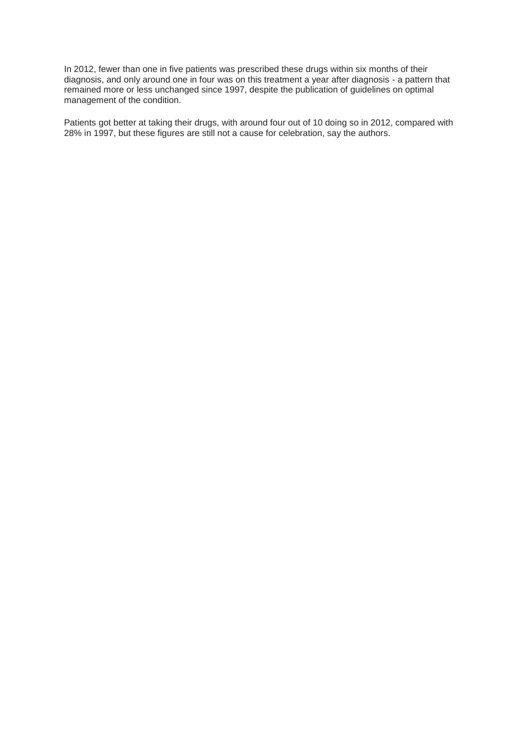In 2012, fewer than one in five patients was prescribed these drugs within six months of their diagnosis, and only around one in four was on this treatment a year after diagnosis - a pattern that remained more or less unchanged since 1997, despite the publication of guidelines on optimal management of the condition.

Patients got better at taking their drugs, with around four out of 10 doing so in 2012, compared with 28% in 1997, but these figures are still not a cause for celebration, say the authors.